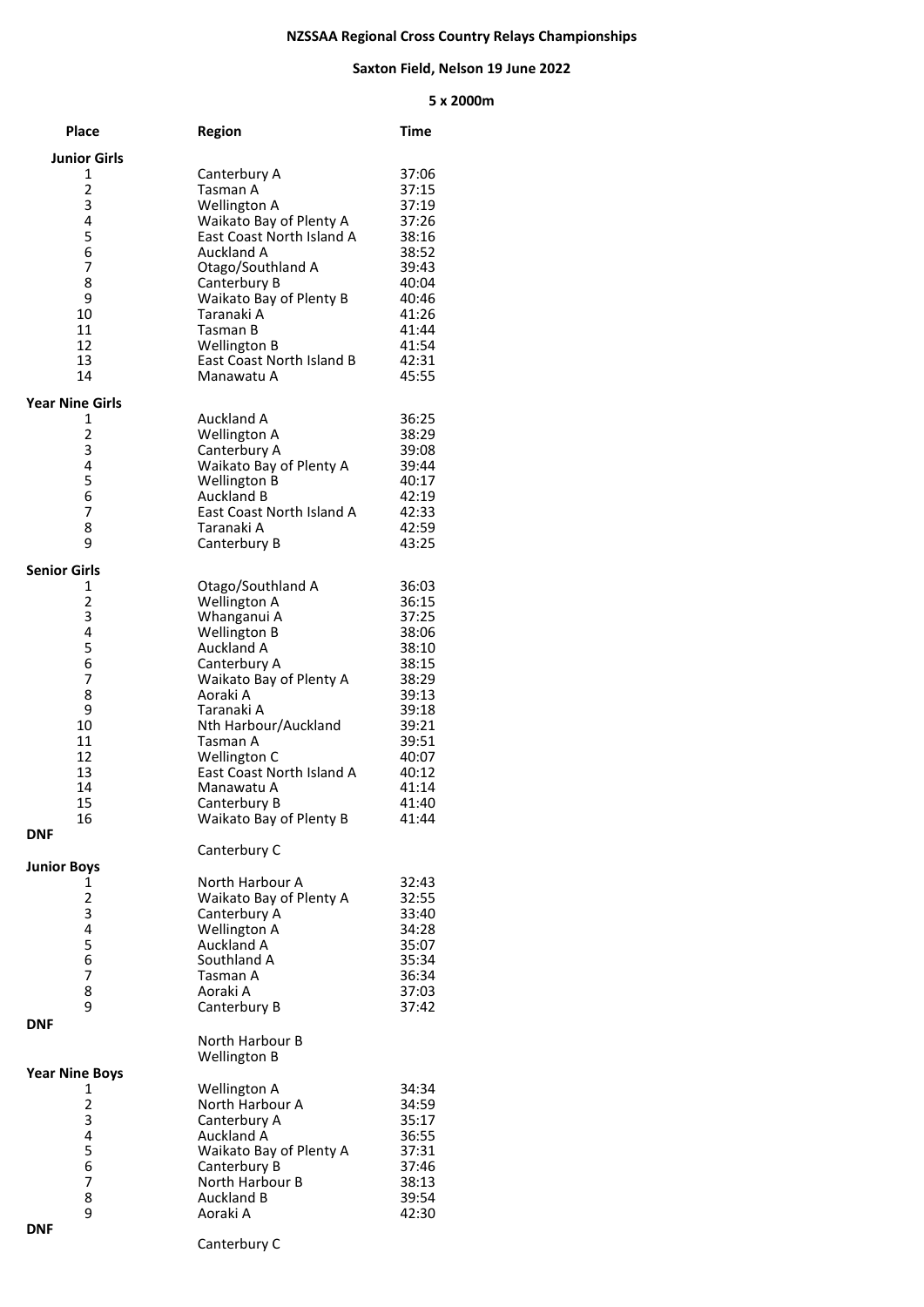**NZSSAA Regional Cross Country Relays Championships**

**Saxton Field, Nelson 19 June 2022**

**5 x 2000m**

| Place | Region | Time |
|---|---|---|
| **Junior Girls** | | |
| 1 | Canterbury A | 37:06 |
| 2 | Tasman A | 37:15 |
| 3 | Wellington A | 37:19 |
| 4 | Waikato Bay of Plenty A | 37:26 |
| 5 | East Coast North Island A | 38:16 |
| 6 | Auckland A | 38:52 |
| 7 | Otago/Southland A | 39:43 |
| 8 | Canterbury B | 40:04 |
| 9 | Waikato Bay of Plenty B | 40:46 |
| 10 | Taranaki A | 41:26 |
| 11 | Tasman B | 41:44 |
| 12 | Wellington B | 41:54 |
| 13 | East Coast North Island B | 42:31 |
| 14 | Manawatu A | 45:55 |
| **Year Nine Girls** | | |
| 1 | Auckland A | 36:25 |
| 2 | Wellington A | 38:29 |
| 3 | Canterbury A | 39:08 |
| 4 | Waikato Bay of Plenty A | 39:44 |
| 5 | Wellington B | 40:17 |
| 6 | Auckland B | 42:19 |
| 7 | East Coast North Island A | 42:33 |
| 8 | Taranaki A | 42:59 |
| 9 | Canterbury B | 43:25 |
| **Senior Girls** | | |
| 1 | Otago/Southland A | 36:03 |
| 2 | Wellington A | 36:15 |
| 3 | Whanganui A | 37:25 |
| 4 | Wellington B | 38:06 |
| 5 | Auckland A | 38:10 |
| 6 | Canterbury A | 38:15 |
| 7 | Waikato Bay of Plenty A | 38:29 |
| 8 | Aoraki A | 39:13 |
| 9 | Taranaki A | 39:18 |
| 10 | Nth Harbour/Auckland | 39:21 |
| 11 | Tasman A | 39:51 |
| 12 | Wellington C | 40:07 |
| 13 | East Coast North Island A | 40:12 |
| 14 | Manawatu A | 41:14 |
| 15 | Canterbury B | 41:40 |
| 16 | Waikato Bay of Plenty B | 41:44 |
| **DNF** | | |
| | Canterbury C | |
| **Junior Boys** | | |
| 1 | North Harbour A | 32:43 |
| 2 | Waikato Bay of Plenty A | 32:55 |
| 3 | Canterbury A | 33:40 |
| 4 | Wellington A | 34:28 |
| 5 | Auckland A | 35:07 |
| 6 | Southland A | 35:34 |
| 7 | Tasman A | 36:34 |
| 8 | Aoraki A | 37:03 |
| 9 | Canterbury B | 37:42 |
| **DNF** | | |
| | North Harbour B | |
| | Wellington B | |
| **Year Nine Boys** | | |
| 1 | Wellington A | 34:34 |
| 2 | North Harbour A | 34:59 |
| 3 | Canterbury A | 35:17 |
| 4 | Auckland A | 36:55 |
| 5 | Waikato Bay of Plenty A | 37:31 |
| 6 | Canterbury B | 37:46 |
| 7 | North Harbour B | 38:13 |
| 8 | Auckland B | 39:54 |
| 9 | Aoraki A | 42:30 |
| **DNF** | | |
| | Canterbury C | |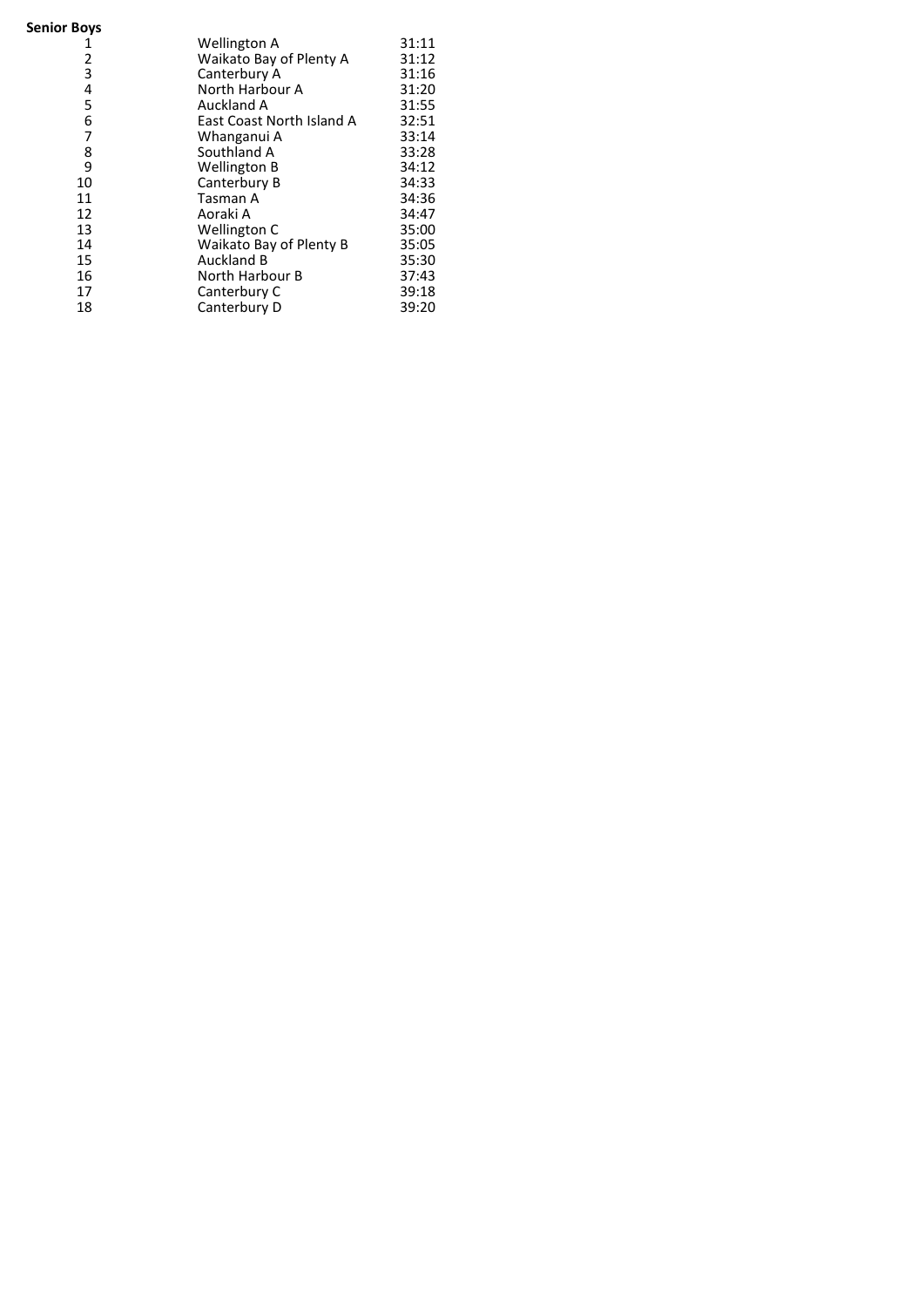**Senior Boys**

| | | |
|---|---|---|
| 1 | Wellington A | 31:11 |
| 2 | Waikato Bay of Plenty A | 31:12 |
| 3 | Canterbury A | 31:16 |
| 4 | North Harbour A | 31:20 |
| 5 | Auckland A | 31:55 |
| 6 | East Coast North Island A | 32:51 |
| 7 | Whanganui A | 33:14 |
| 8 | Southland A | 33:28 |
| 9 | Wellington B | 34:12 |
| 10 | Canterbury B | 34:33 |
| 11 | Tasman A | 34:36 |
| 12 | Aoraki A | 34:47 |
| 13 | Wellington C | 35:00 |
| 14 | Waikato Bay of Plenty B | 35:05 |
| 15 | Auckland B | 35:30 |
| 16 | North Harbour B | 37:43 |
| 17 | Canterbury C | 39:18 |
| 18 | Canterbury D | 39:20 |